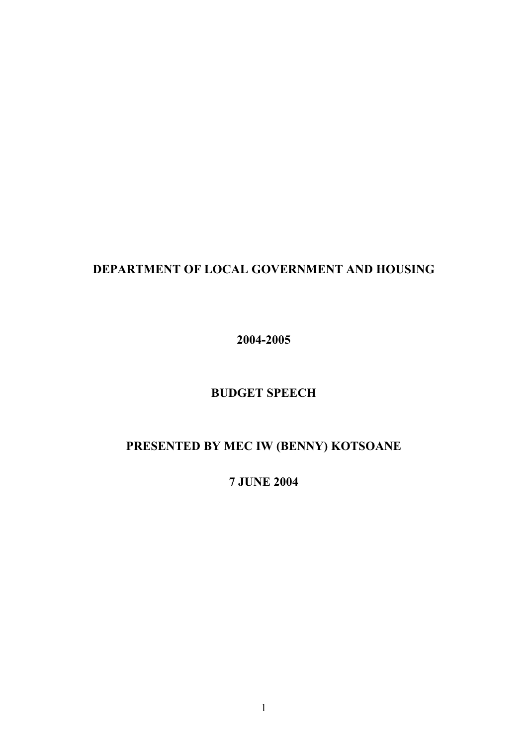# DEPARTMENT OF LOCAL GOVERNMENT AND HOUSING

**2004-2005**

**BUDGET SPEECH**

**PRESENTED BY MEC IW (BENNY) KOTSOANE**

**7 JUNE 2004**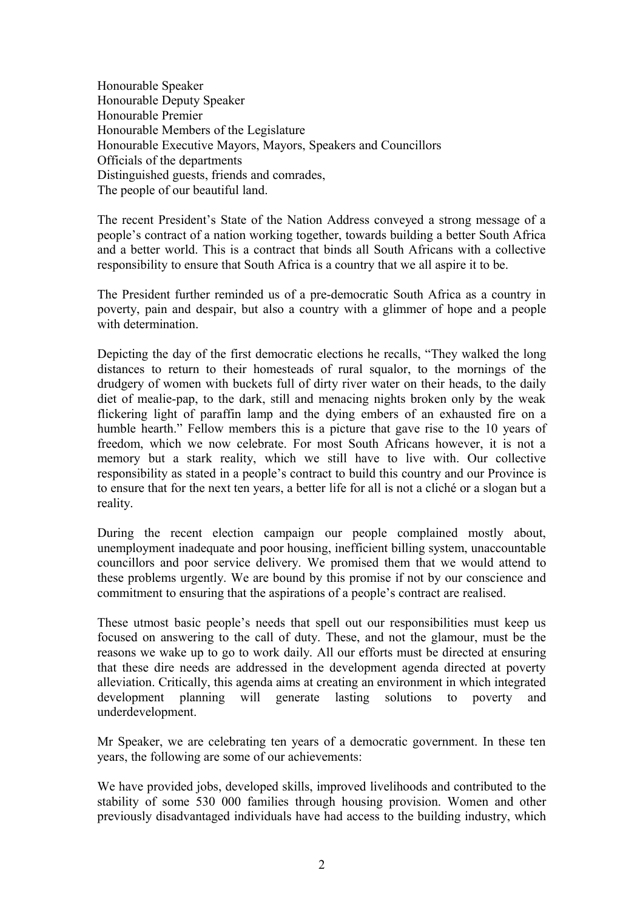Honourable Speaker
Honourable Deputy Speaker
Honourable Premier
Honourable Members of the Legislature
Honourable Executive Mayors, Mayors, Speakers and Councillors
Officials of the departments
Distinguished guests, friends and comrades,
The people of our beautiful land.

The recent President's State of the Nation Address conveyed a strong message of a people's contract of a nation working together, towards building a better South Africa and a better world. This is a contract that binds all South Africans with a collective responsibility to ensure that South Africa is a country that we all aspire it to be.

The President further reminded us of a pre-democratic South Africa as a country in poverty, pain and despair, but also a country with a glimmer of hope and a people with determination.

Depicting the day of the first democratic elections he recalls, "They walked the long distances to return to their homesteads of rural squalor, to the mornings of the drudgery of women with buckets full of dirty river water on their heads, to the daily diet of mealie-pap, to the dark, still and menacing nights broken only by the weak flickering light of paraffin lamp and the dying embers of an exhausted fire on a humble hearth." Fellow members this is a picture that gave rise to the 10 years of freedom, which we now celebrate. For most South Africans however, it is not a memory but a stark reality, which we still have to live with. Our collective responsibility as stated in a people's contract to build this country and our Province is to ensure that for the next ten years, a better life for all is not a cliché or a slogan but a reality.

During the recent election campaign our people complained mostly about, unemployment inadequate and poor housing, inefficient billing system, unaccountable councillors and poor service delivery. We promised them that we would attend to these problems urgently. We are bound by this promise if not by our conscience and commitment to ensuring that the aspirations of a people's contract are realised.

These utmost basic people's needs that spell out our responsibilities must keep us focused on answering to the call of duty. These, and not the glamour, must be the reasons we wake up to go to work daily. All our efforts must be directed at ensuring that these dire needs are addressed in the development agenda directed at poverty alleviation. Critically, this agenda aims at creating an environment in which integrated development planning will generate lasting solutions to poverty and underdevelopment.

Mr Speaker, we are celebrating ten years of a democratic government. In these ten years, the following are some of our achievements:

We have provided jobs, developed skills, improved livelihoods and contributed to the stability of some 530 000 families through housing provision. Women and other previously disadvantaged individuals have had access to the building industry, which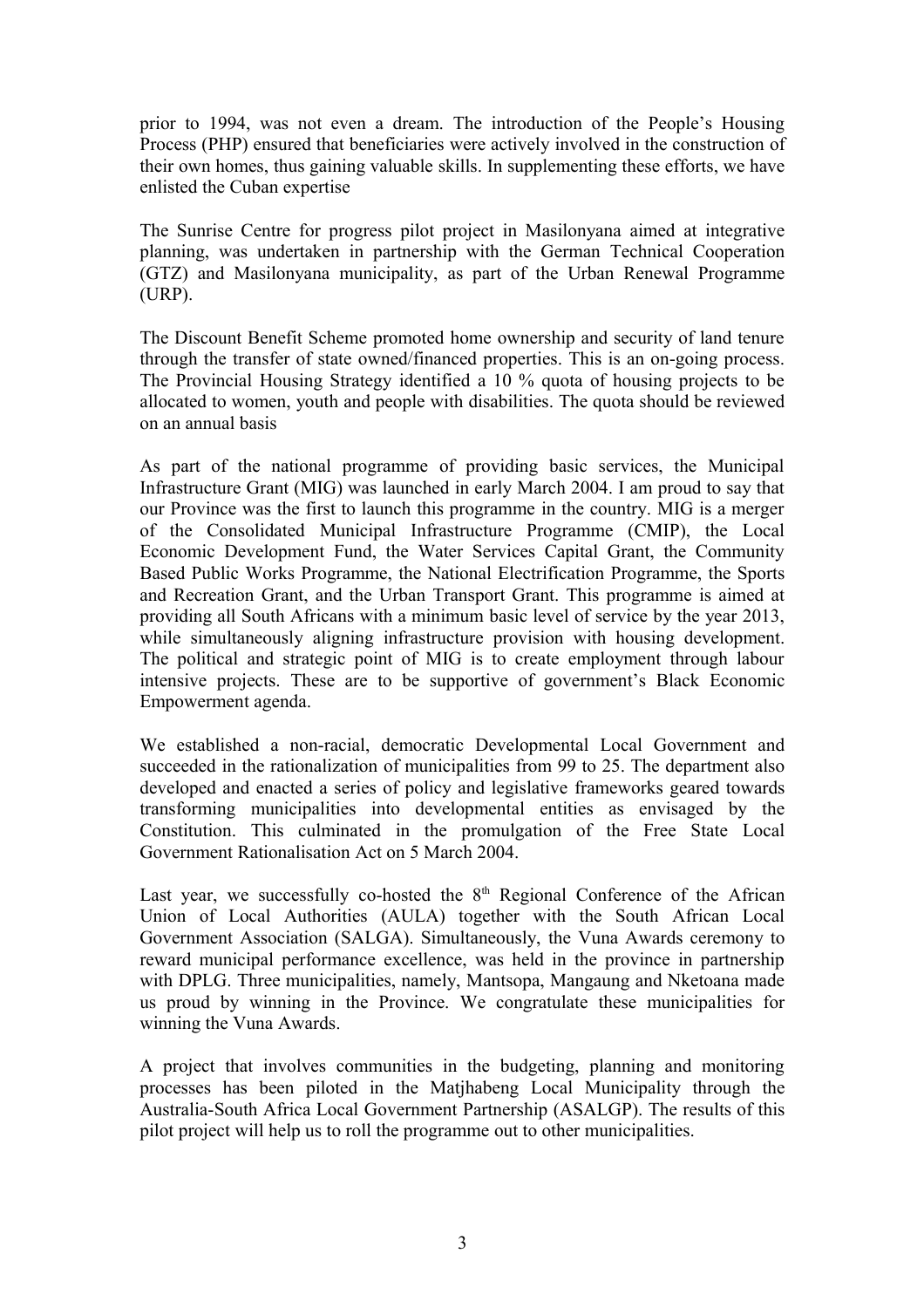prior to 1994, was not even a dream. The introduction of the People's Housing Process (PHP) ensured that beneficiaries were actively involved in the construction of their own homes, thus gaining valuable skills. In supplementing these efforts, we have enlisted the Cuban expertise

The Sunrise Centre for progress pilot project in Masilonyana aimed at integrative planning, was undertaken in partnership with the German Technical Cooperation (GTZ) and Masilonyana municipality, as part of the Urban Renewal Programme (URP).

The Discount Benefit Scheme promoted home ownership and security of land tenure through the transfer of state owned/financed properties. This is an on-going process. The Provincial Housing Strategy identified a 10 % quota of housing projects to be allocated to women, youth and people with disabilities. The quota should be reviewed on an annual basis

As part of the national programme of providing basic services, the Municipal Infrastructure Grant (MIG) was launched in early March 2004. I am proud to say that our Province was the first to launch this programme in the country. MIG is a merger of the Consolidated Municipal Infrastructure Programme (CMIP), the Local Economic Development Fund, the Water Services Capital Grant, the Community Based Public Works Programme, the National Electrification Programme, the Sports and Recreation Grant, and the Urban Transport Grant. This programme is aimed at providing all South Africans with a minimum basic level of service by the year 2013, while simultaneously aligning infrastructure provision with housing development. The political and strategic point of MIG is to create employment through labour intensive projects. These are to be supportive of government's Black Economic Empowerment agenda.

We established a non-racial, democratic Developmental Local Government and succeeded in the rationalization of municipalities from 99 to 25. The department also developed and enacted a series of policy and legislative frameworks geared towards transforming municipalities into developmental entities as envisaged by the Constitution. This culminated in the promulgation of the Free State Local Government Rationalisation Act on 5 March 2004.

Last year, we successfully co-hosted the 8th Regional Conference of the African Union of Local Authorities (AULA) together with the South African Local Government Association (SALGA). Simultaneously, the Vuna Awards ceremony to reward municipal performance excellence, was held in the province in partnership with DPLG. Three municipalities, namely, Mantsopa, Mangaung and Nketoana made us proud by winning in the Province. We congratulate these municipalities for winning the Vuna Awards.

A project that involves communities in the budgeting, planning and monitoring processes has been piloted in the Matjhabeng Local Municipality through the Australia-South Africa Local Government Partnership (ASALGP). The results of this pilot project will help us to roll the programme out to other municipalities.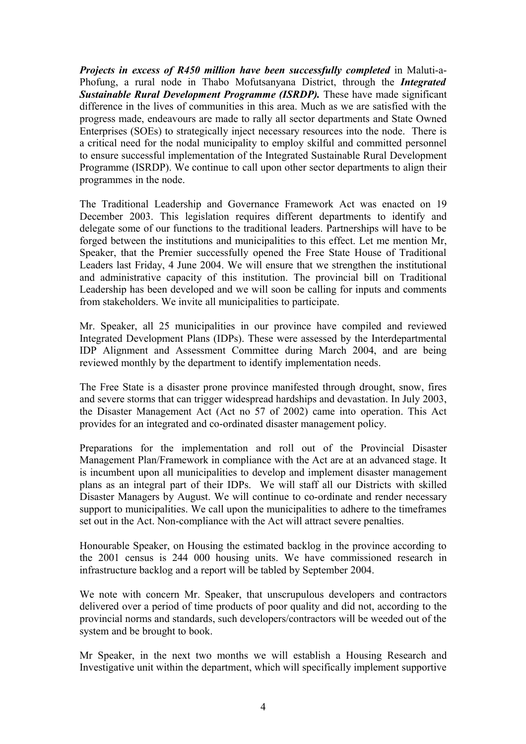***Projects in excess of R450 million have been successfully completed*** in Maluti-a-Phofung, a rural node in Thabo Mofutsanyana District, through the ***Integrated Sustainable Rural Development Programme (ISRDP).*** These have made significant difference in the lives of communities in this area. Much as we are satisfied with the progress made, endeavours are made to rally all sector departments and State Owned Enterprises (SOEs) to strategically inject necessary resources into the node. There is a critical need for the nodal municipality to employ skilful and committed personnel to ensure successful implementation of the Integrated Sustainable Rural Development Programme (ISRDP). We continue to call upon other sector departments to align their programmes in the node.

The Traditional Leadership and Governance Framework Act was enacted on 19 December 2003. This legislation requires different departments to identify and delegate some of our functions to the traditional leaders. Partnerships will have to be forged between the institutions and municipalities to this effect. Let me mention Mr, Speaker, that the Premier successfully opened the Free State House of Traditional Leaders last Friday, 4 June 2004. We will ensure that we strengthen the institutional and administrative capacity of this institution. The provincial bill on Traditional Leadership has been developed and we will soon be calling for inputs and comments from stakeholders. We invite all municipalities to participate.

Mr. Speaker, all 25 municipalities in our province have compiled and reviewed Integrated Development Plans (IDPs). These were assessed by the Interdepartmental IDP Alignment and Assessment Committee during March 2004, and are being reviewed monthly by the department to identify implementation needs.

The Free State is a disaster prone province manifested through drought, snow, fires and severe storms that can trigger widespread hardships and devastation. In July 2003, the Disaster Management Act (Act no 57 of 2002) came into operation. This Act provides for an integrated and co-ordinated disaster management policy.

Preparations for the implementation and roll out of the Provincial Disaster Management Plan/Framework in compliance with the Act are at an advanced stage. It is incumbent upon all municipalities to develop and implement disaster management plans as an integral part of their IDPs. We will staff all our Districts with skilled Disaster Managers by August. We will continue to co-ordinate and render necessary support to municipalities. We call upon the municipalities to adhere to the timeframes set out in the Act. Non-compliance with the Act will attract severe penalties.

Honourable Speaker, on Housing the estimated backlog in the province according to the 2001 census is 244 000 housing units. We have commissioned research in infrastructure backlog and a report will be tabled by September 2004.

We note with concern Mr. Speaker, that unscrupulous developers and contractors delivered over a period of time products of poor quality and did not, according to the provincial norms and standards, such developers/contractors will be weeded out of the system and be brought to book.

Mr Speaker, in the next two months we will establish a Housing Research and Investigative unit within the department, which will specifically implement supportive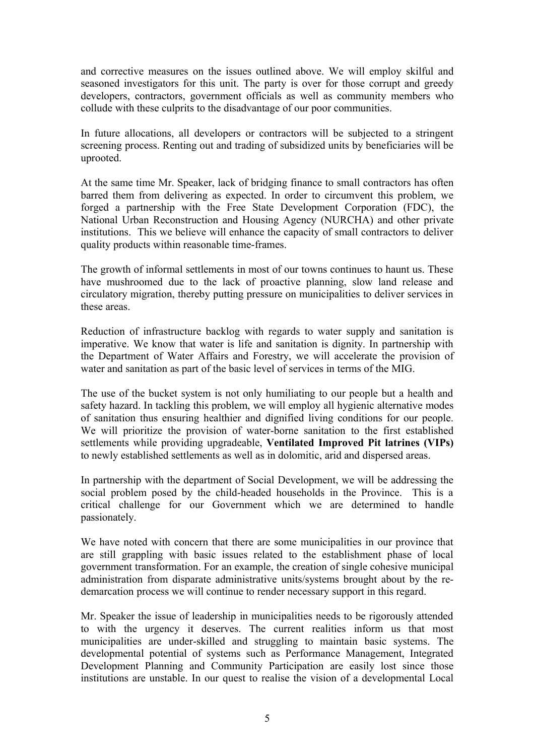and corrective measures on the issues outlined above. We will employ skilful and seasoned investigators for this unit. The party is over for those corrupt and greedy developers, contractors, government officials as well as community members who collude with these culprits to the disadvantage of our poor communities.

In future allocations, all developers or contractors will be subjected to a stringent screening process. Renting out and trading of subsidized units by beneficiaries will be uprooted.

At the same time Mr. Speaker, lack of bridging finance to small contractors has often barred them from delivering as expected. In order to circumvent this problem, we forged a partnership with the Free State Development Corporation (FDC), the National Urban Reconstruction and Housing Agency (NURCHA) and other private institutions. This we believe will enhance the capacity of small contractors to deliver quality products within reasonable time-frames.

The growth of informal settlements in most of our towns continues to haunt us. These have mushroomed due to the lack of proactive planning, slow land release and circulatory migration, thereby putting pressure on municipalities to deliver services in these areas.

Reduction of infrastructure backlog with regards to water supply and sanitation is imperative. We know that water is life and sanitation is dignity. In partnership with the Department of Water Affairs and Forestry, we will accelerate the provision of water and sanitation as part of the basic level of services in terms of the MIG.

The use of the bucket system is not only humiliating to our people but a health and safety hazard. In tackling this problem, we will employ all hygienic alternative modes of sanitation thus ensuring healthier and dignified living conditions for our people. We will prioritize the provision of water-borne sanitation to the first established settlements while providing upgradeable, **Ventilated Improved Pit latrines (VIPs)** to newly established settlements as well as in dolomitic, arid and dispersed areas.

In partnership with the department of Social Development, we will be addressing the social problem posed by the child-headed households in the Province. This is a critical challenge for our Government which we are determined to handle passionately.

We have noted with concern that there are some municipalities in our province that are still grappling with basic issues related to the establishment phase of local government transformation. For an example, the creation of single cohesive municipal administration from disparate administrative units/systems brought about by the re-demarcation process we will continue to render necessary support in this regard.

Mr. Speaker the issue of leadership in municipalities needs to be rigorously attended to with the urgency it deserves. The current realities inform us that most municipalities are under-skilled and struggling to maintain basic systems. The developmental potential of systems such as Performance Management, Integrated Development Planning and Community Participation are easily lost since those institutions are unstable. In our quest to realise the vision of a developmental Local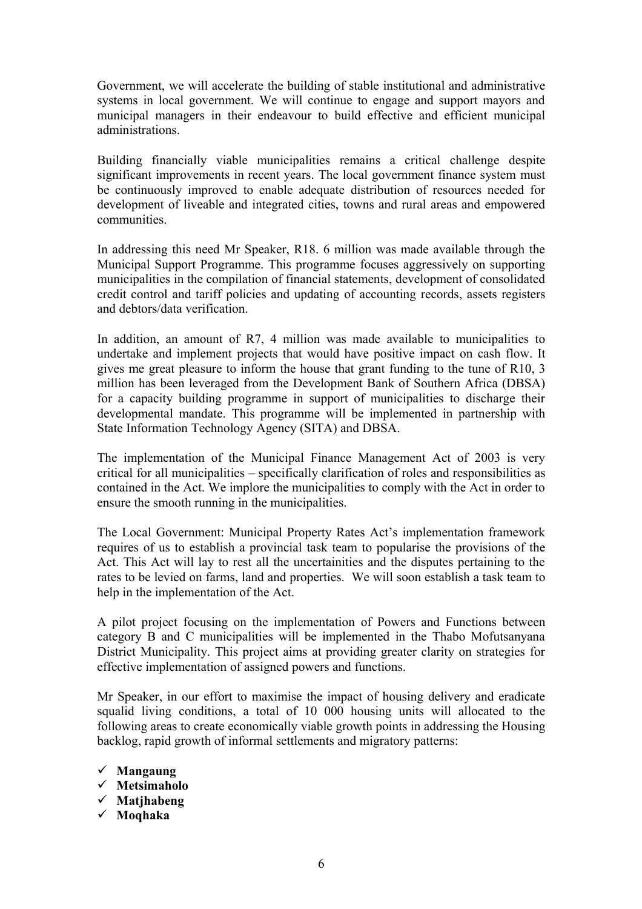Government, we will accelerate the building of stable institutional and administrative systems in local government. We will continue to engage and support mayors and municipal managers in their endeavour to build effective and efficient municipal administrations.

Building financially viable municipalities remains a critical challenge despite significant improvements in recent years. The local government finance system must be continuously improved to enable adequate distribution of resources needed for development of liveable and integrated cities, towns and rural areas and empowered communities.

In addressing this need Mr Speaker, R18. 6 million was made available through the Municipal Support Programme. This programme focuses aggressively on supporting municipalities in the compilation of financial statements, development of consolidated credit control and tariff policies and updating of accounting records, assets registers and debtors/data verification.

In addition, an amount of R7, 4 million was made available to municipalities to undertake and implement projects that would have positive impact on cash flow. It gives me great pleasure to inform the house that grant funding to the tune of R10, 3 million has been leveraged from the Development Bank of Southern Africa (DBSA) for a capacity building programme in support of municipalities to discharge their developmental mandate. This programme will be implemented in partnership with State Information Technology Agency (SITA) and DBSA.

The implementation of the Municipal Finance Management Act of 2003 is very critical for all municipalities – specifically clarification of roles and responsibilities as contained in the Act. We implore the municipalities to comply with the Act in order to ensure the smooth running in the municipalities.

The Local Government: Municipal Property Rates Act's implementation framework requires of us to establish a provincial task team to popularise the provisions of the Act. This Act will lay to rest all the uncertainities and the disputes pertaining to the rates to be levied on farms, land and properties. We will soon establish a task team to help in the implementation of the Act.

A pilot project focusing on the implementation of Powers and Functions between category B and C municipalities will be implemented in the Thabo Mofutsanyana District Municipality. This project aims at providing greater clarity on strategies for effective implementation of assigned powers and functions.

Mr Speaker, in our effort to maximise the impact of housing delivery and eradicate squalid living conditions, a total of 10 000 housing units will allocated to the following areas to create economically viable growth points in addressing the Housing backlog, rapid growth of informal settlements and migratory patterns:

- ✓ **Mangaung**
- ✓ **Metsimaholo**
- ✓ **Matjhabeng**
- ✓ **Moqhaka**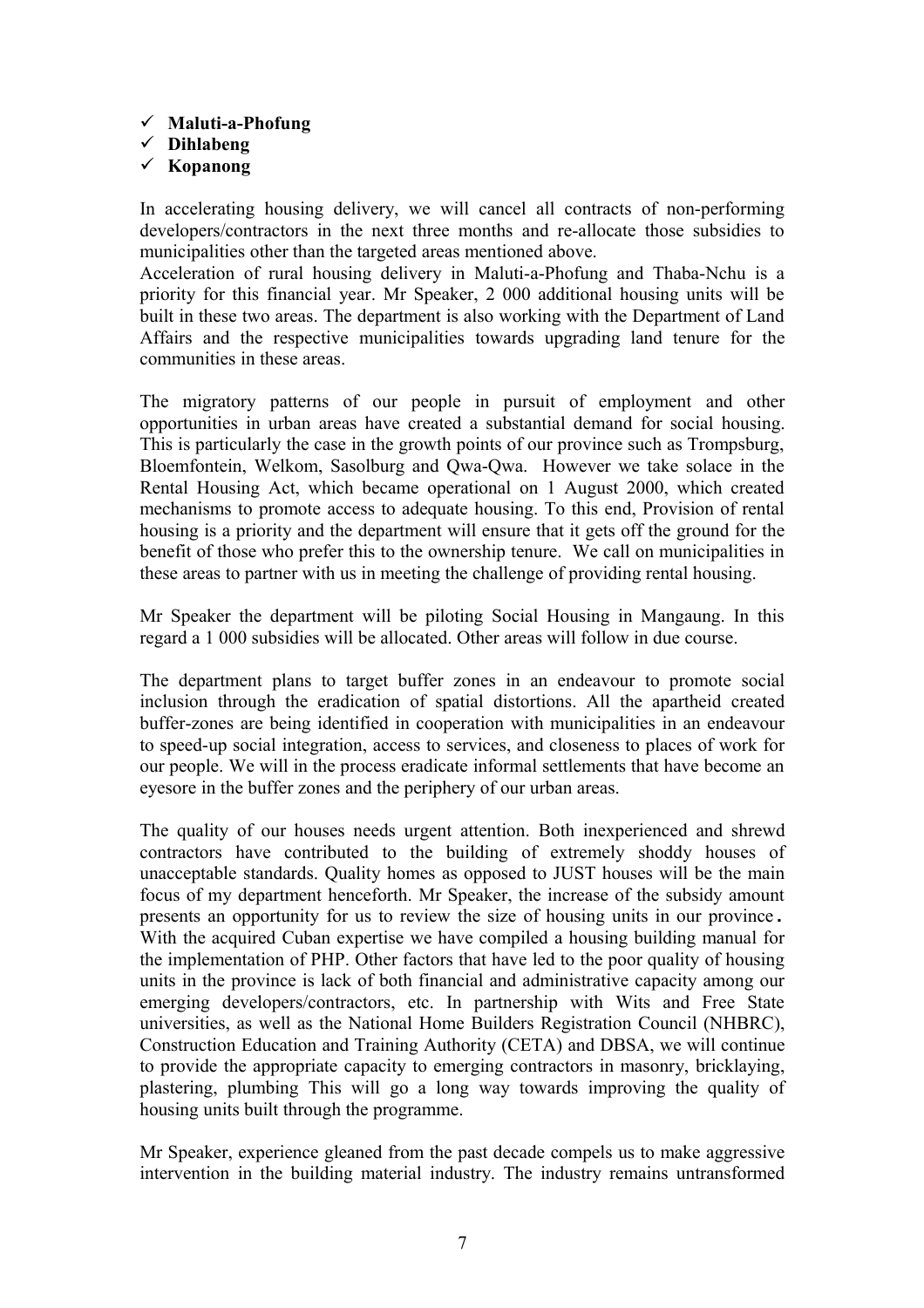- ✓ **Maluti-a-Phofung**
- ✓ **Dihlabeng**
- ✓ **Kopanong**

In accelerating housing delivery, we will cancel all contracts of non-performing developers/contractors in the next three months and re-allocate those subsidies to municipalities other than the targeted areas mentioned above.
Acceleration of rural housing delivery in Maluti-a-Phofung and Thaba-Nchu is a priority for this financial year. Mr Speaker, 2 000 additional housing units will be built in these two areas. The department is also working with the Department of Land Affairs and the respective municipalities towards upgrading land tenure for the communities in these areas.

The migratory patterns of our people in pursuit of employment and other opportunities in urban areas have created a substantial demand for social housing. This is particularly the case in the growth points of our province such as Trompsburg, Bloemfontein, Welkom, Sasolburg and Qwa-Qwa. However we take solace in the Rental Housing Act, which became operational on 1 August 2000, which created mechanisms to promote access to adequate housing. To this end, Provision of rental housing is a priority and the department will ensure that it gets off the ground for the benefit of those who prefer this to the ownership tenure. We call on municipalities in these areas to partner with us in meeting the challenge of providing rental housing.

Mr Speaker the department will be piloting Social Housing in Mangaung. In this regard a 1 000 subsidies will be allocated. Other areas will follow in due course.

The department plans to target buffer zones in an endeavour to promote social inclusion through the eradication of spatial distortions. All the apartheid created buffer-zones are being identified in cooperation with municipalities in an endeavour to speed-up social integration, access to services, and closeness to places of work for our people. We will in the process eradicate informal settlements that have become an eyesore in the buffer zones and the periphery of our urban areas.

The quality of our houses needs urgent attention. Both inexperienced and shrewd contractors have contributed to the building of extremely shoddy houses of unacceptable standards. Quality homes as opposed to JUST houses will be the main focus of my department henceforth. Mr Speaker, the increase of the subsidy amount presents an opportunity for us to review the size of housing units in our province**.** With the acquired Cuban expertise we have compiled a housing building manual for the implementation of PHP. Other factors that have led to the poor quality of housing units in the province is lack of both financial and administrative capacity among our emerging developers/contractors, etc. In partnership with Wits and Free State universities, as well as the National Home Builders Registration Council (NHBRC), Construction Education and Training Authority (CETA) and DBSA, we will continue to provide the appropriate capacity to emerging contractors in masonry, bricklaying, plastering, plumbing This will go a long way towards improving the quality of housing units built through the programme.

Mr Speaker, experience gleaned from the past decade compels us to make aggressive intervention in the building material industry. The industry remains untransformed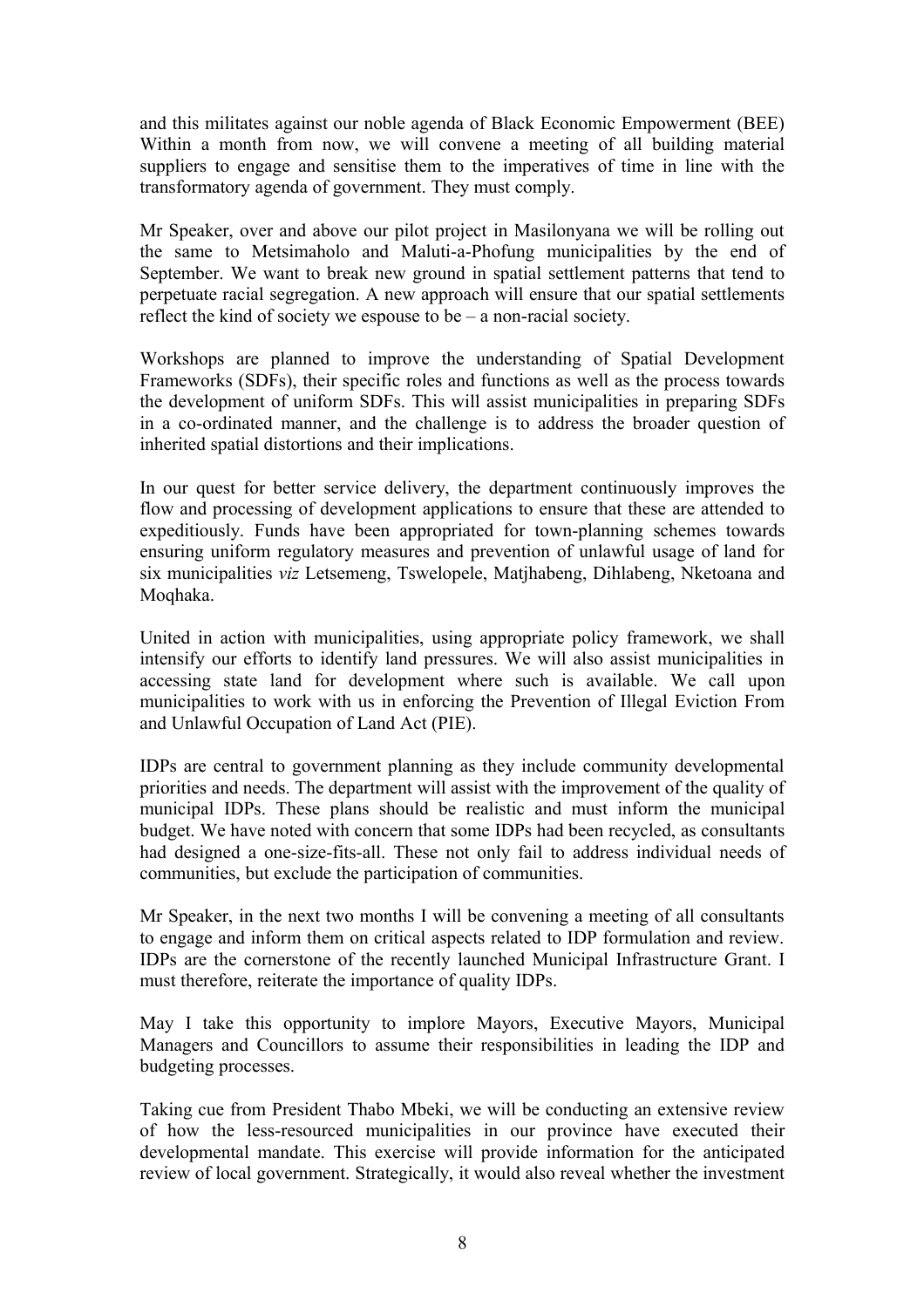and this militates against our noble agenda of Black Economic Empowerment (BEE) Within a month from now, we will convene a meeting of all building material suppliers to engage and sensitise them to the imperatives of time in line with the transformatory agenda of government. They must comply.

Mr Speaker, over and above our pilot project in Masilonyana we will be rolling out the same to Metsimaholo and Maluti-a-Phofung municipalities by the end of September. We want to break new ground in spatial settlement patterns that tend to perpetuate racial segregation. A new approach will ensure that our spatial settlements reflect the kind of society we espouse to be – a non-racial society.

Workshops are planned to improve the understanding of Spatial Development Frameworks (SDFs), their specific roles and functions as well as the process towards the development of uniform SDFs. This will assist municipalities in preparing SDFs in a co-ordinated manner, and the challenge is to address the broader question of inherited spatial distortions and their implications.

In our quest for better service delivery, the department continuously improves the flow and processing of development applications to ensure that these are attended to expeditiously. Funds have been appropriated for town-planning schemes towards ensuring uniform regulatory measures and prevention of unlawful usage of land for six municipalities *viz* Letsemeng, Tswelopele, Matjhabeng, Dihlabeng, Nketoana and Moqhaka.

United in action with municipalities, using appropriate policy framework, we shall intensify our efforts to identify land pressures. We will also assist municipalities in accessing state land for development where such is available. We call upon municipalities to work with us in enforcing the Prevention of Illegal Eviction From and Unlawful Occupation of Land Act (PIE).

IDPs are central to government planning as they include community developmental priorities and needs. The department will assist with the improvement of the quality of municipal IDPs. These plans should be realistic and must inform the municipal budget. We have noted with concern that some IDPs had been recycled, as consultants had designed a one-size-fits-all. These not only fail to address individual needs of communities, but exclude the participation of communities.

Mr Speaker, in the next two months I will be convening a meeting of all consultants to engage and inform them on critical aspects related to IDP formulation and review. IDPs are the cornerstone of the recently launched Municipal Infrastructure Grant. I must therefore, reiterate the importance of quality IDPs.

May I take this opportunity to implore Mayors, Executive Mayors, Municipal Managers and Councillors to assume their responsibilities in leading the IDP and budgeting processes.

Taking cue from President Thabo Mbeki, we will be conducting an extensive review of how the less-resourced municipalities in our province have executed their developmental mandate. This exercise will provide information for the anticipated review of local government. Strategically, it would also reveal whether the investment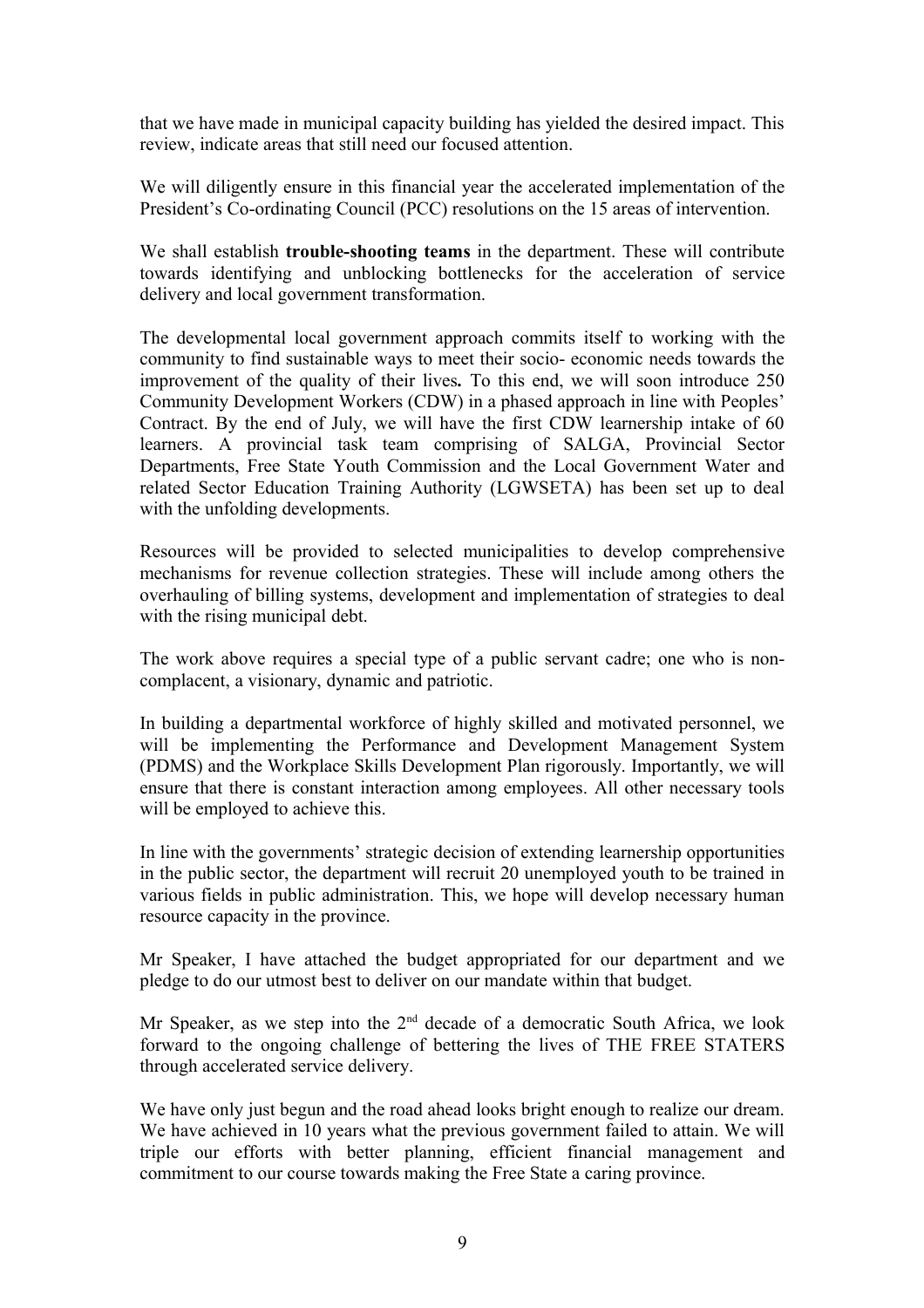that we have made in municipal capacity building has yielded the desired impact. This review, indicate areas that still need our focused attention.

We will diligently ensure in this financial year the accelerated implementation of the President's Co-ordinating Council (PCC) resolutions on the 15 areas of intervention.

We shall establish **trouble-shooting teams** in the department. These will contribute towards identifying and unblocking bottlenecks for the acceleration of service delivery and local government transformation.

The developmental local government approach commits itself to working with the community to find sustainable ways to meet their socio- economic needs towards the improvement of the quality of their lives**.** To this end, we will soon introduce 250 Community Development Workers (CDW) in a phased approach in line with Peoples' Contract. By the end of July, we will have the first CDW learnership intake of 60 learners. A provincial task team comprising of SALGA, Provincial Sector Departments, Free State Youth Commission and the Local Government Water and related Sector Education Training Authority (LGWSETA) has been set up to deal with the unfolding developments.

Resources will be provided to selected municipalities to develop comprehensive mechanisms for revenue collection strategies. These will include among others the overhauling of billing systems, development and implementation of strategies to deal with the rising municipal debt.

The work above requires a special type of a public servant cadre; one who is non-complacent, a visionary, dynamic and patriotic.

In building a departmental workforce of highly skilled and motivated personnel, we will be implementing the Performance and Development Management System (PDMS) and the Workplace Skills Development Plan rigorously. Importantly, we will ensure that there is constant interaction among employees. All other necessary tools will be employed to achieve this.

In line with the governments' strategic decision of extending learnership opportunities in the public sector, the department will recruit 20 unemployed youth to be trained in various fields in public administration. This, we hope will develop necessary human resource capacity in the province.

Mr Speaker, I have attached the budget appropriated for our department and we pledge to do our utmost best to deliver on our mandate within that budget.

Mr Speaker, as we step into the 2nd decade of a democratic South Africa, we look forward to the ongoing challenge of bettering the lives of THE FREE STATERS through accelerated service delivery.

We have only just begun and the road ahead looks bright enough to realize our dream. We have achieved in 10 years what the previous government failed to attain. We will triple our efforts with better planning, efficient financial management and commitment to our course towards making the Free State a caring province.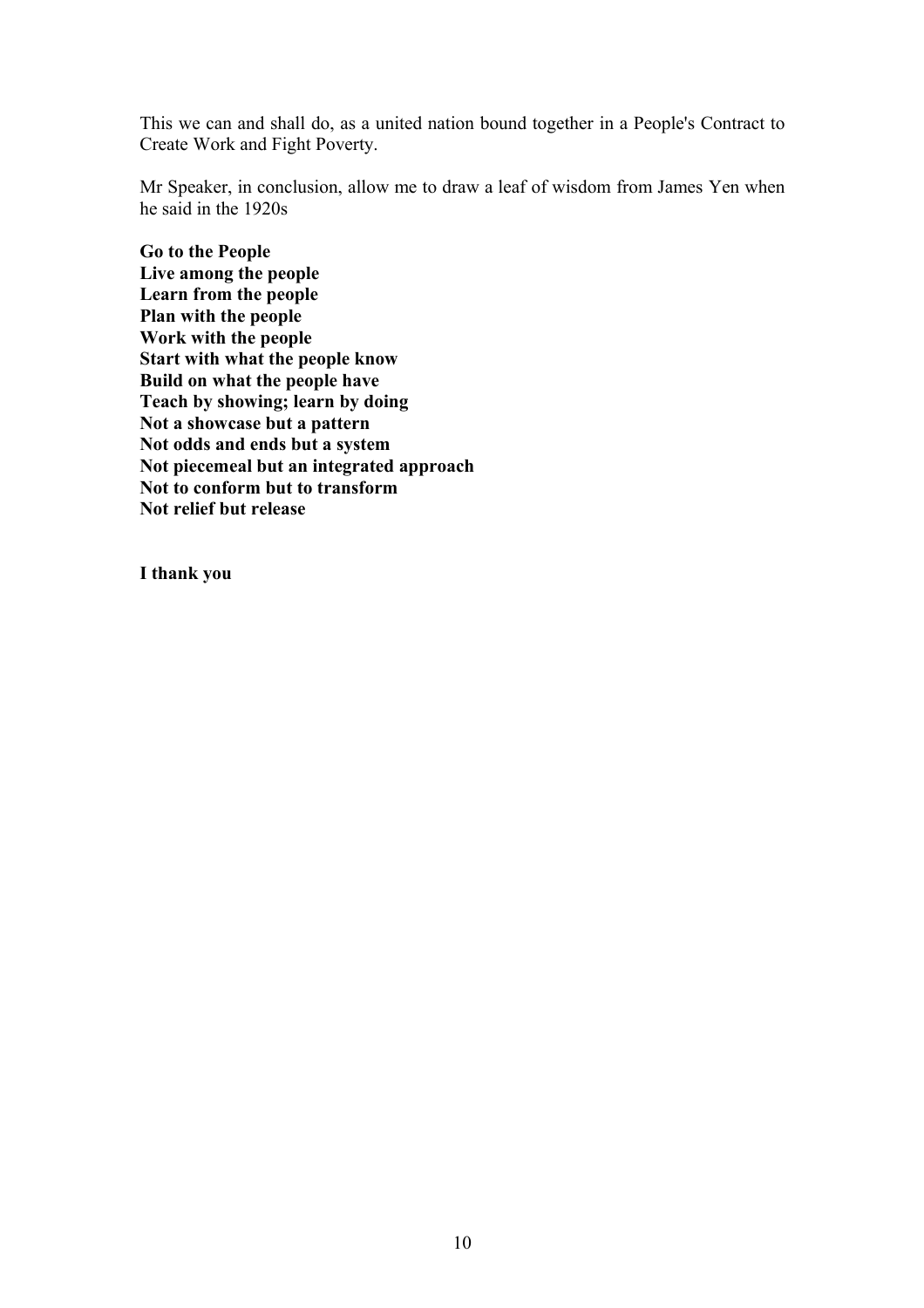This we can and shall do, as a united nation bound together in a People's Contract to Create Work and Fight Poverty.

Mr Speaker, in conclusion, allow me to draw a leaf of wisdom from James Yen when he said in the 1920s

**Go to the People**  
**Live among the people**  
**Learn from the people**  
**Plan with the people**  
**Work with the people**  
**Start with what the people know**  
**Build on what the people have**  
**Teach by showing; learn by doing**  
**Not a showcase but a pattern**  
**Not odds and ends but a system**  
**Not piecemeal but an integrated approach**  
**Not to conform but to transform**  
**Not relief but release**

**I thank you**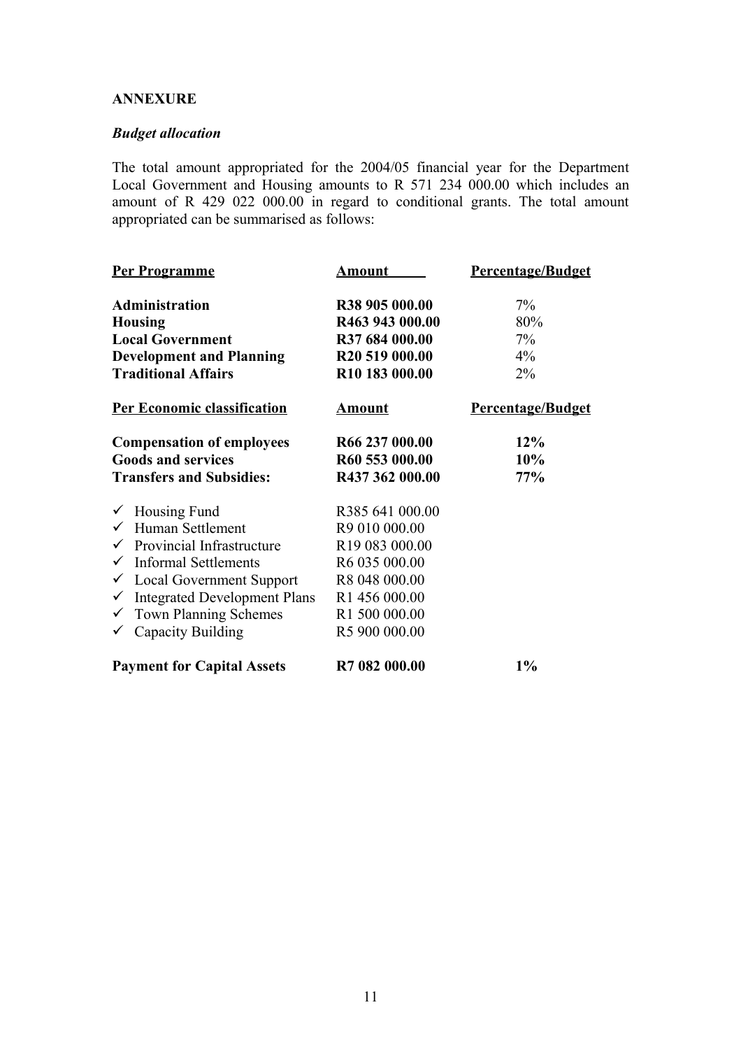**ANNEXURE**

***Budget allocation***

The total amount appropriated for the 2004/05 financial year for the Department Local Government and Housing amounts to R 571 234 000.00 which includes an amount of R 429 022 000.00 in regard to conditional grants. The total amount appropriated can be summarised as follows:

| **Per Programme** | **Amount** | **Percentage/Budget** |
|---|---|---|
| **Administration** | **R38 905 000.00** | 7% |
| **Housing** | **R463 943 000.00** | 80% |
| **Local Government** | **R37 684 000.00** | 7% |
| **Development and Planning** | **R20 519 000.00** | 4% |
| **Traditional Affairs** | **R10 183 000.00** | 2% |

| **Per Economic classification** | **Amount** | **Percentage/Budget** |
|---|---|---|
| **Compensation of employees** | **R66 237 000.00** | **12%** |
| **Goods and services** | **R60 553 000.00** | **10%** |
| **Transfers and Subsidies:** | **R437 362 000.00** | **77%** |
| ✓ Housing Fund | R385 641 000.00 | |
| ✓ Human Settlement | R9 010 000.00 | |
| ✓ Provincial Infrastructure | R19 083 000.00 | |
| ✓ Informal Settlements | R6 035 000.00 | |
| ✓ Local Government Support | R8 048 000.00 | |
| ✓ Integrated Development Plans | R1 456 000.00 | |
| ✓ Town Planning Schemes | R1 500 000.00 | |
| ✓ Capacity Building | R5 900 000.00 | |
| **Payment for Capital Assets** | **R7 082 000.00** | **1%** |